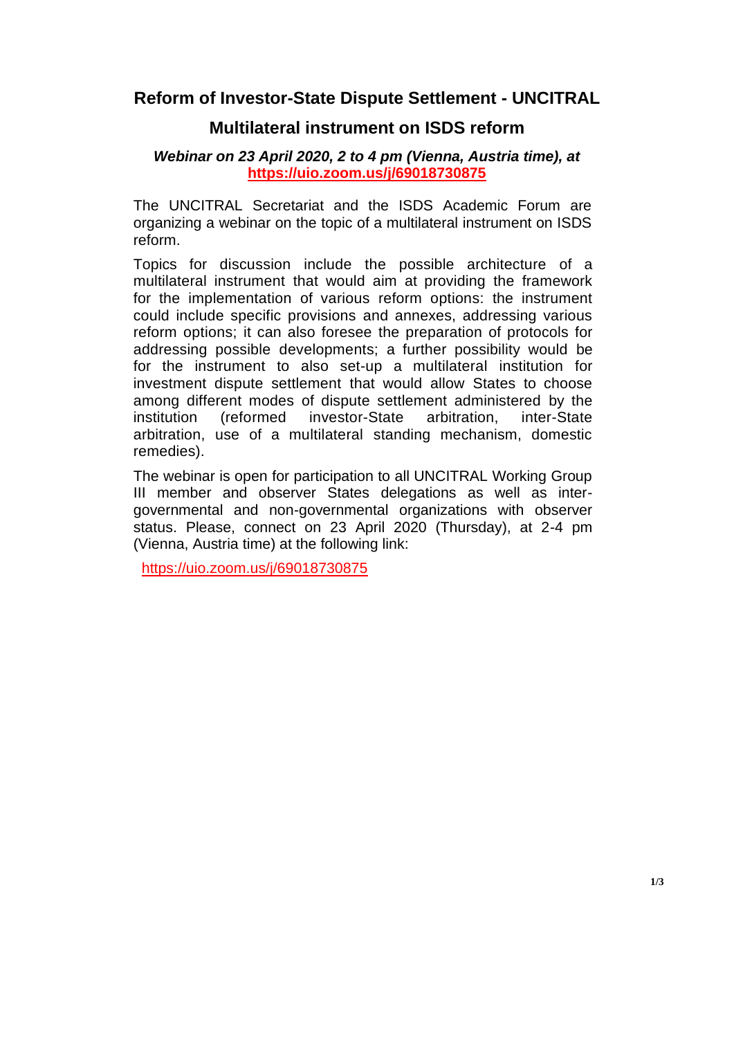# Reform of Investor-State Dispute Settlement - UNCITRAL

## Multilateral instrument on ISDS reform

***Webinar on 23 April 2020, 2 to 4 pm (Vienna, Austria time), at*** **https://uio.zoom.us/j/69018730875**

The UNCITRAL Secretariat and the ISDS Academic Forum are organizing a webinar on the topic of a multilateral instrument on ISDS reform.

Topics for discussion include the possible architecture of a multilateral instrument that would aim at providing the framework for the implementation of various reform options: the instrument could include specific provisions and annexes, addressing various reform options; it can also foresee the preparation of protocols for addressing possible developments; a further possibility would be for the instrument to also set-up a multilateral institution for investment dispute settlement that would allow States to choose among different modes of dispute settlement administered by the institution (reformed investor-State arbitration, inter-State arbitration, use of a multilateral standing mechanism, domestic remedies).

The webinar is open for participation to all UNCITRAL Working Group III member and observer States delegations as well as inter-governmental and non-governmental organizations with observer status. Please, connect on 23 April 2020 (Thursday), at 2-4 pm (Vienna, Austria time) at the following link:

https://uio.zoom.us/j/69018730875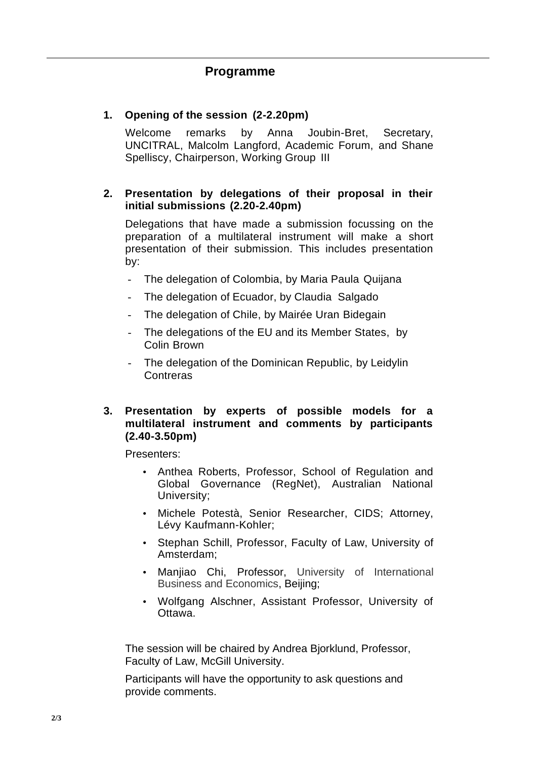## Programme

**1. Opening of the session (2-2.20pm)**

Welcome remarks by Anna Joubin-Bret, Secretary, UNCITRAL, Malcolm Langford, Academic Forum, and Shane Spelliscy, Chairperson, Working Group III

**2. Presentation by delegations of their proposal in their initial submissions (2.20-2.40pm)**

Delegations that have made a submission focussing on the preparation of a multilateral instrument will make a short presentation of their submission. This includes presentation by:

- The delegation of Colombia, by Maria Paula Quijana
- The delegation of Ecuador, by Claudia Salgado
- The delegation of Chile, by Mairée Uran Bidegain
- The delegations of the EU and its Member States, by Colin Brown
- The delegation of the Dominican Republic, by Leidylin Contreras

**3. Presentation by experts of possible models for a multilateral instrument and comments by participants (2.40-3.50pm)**

Presenters:

- Anthea Roberts, Professor, School of Regulation and Global Governance (RegNet), Australian National University;
- Michele Potestà, Senior Researcher, CIDS; Attorney, Lévy Kaufmann-Kohler;
- Stephan Schill, Professor, Faculty of Law, University of Amsterdam;
- Manjiao Chi, Professor, University of International Business and Economics, Beijing;
- Wolfgang Alschner, Assistant Professor, University of Ottawa.

The session will be chaired by Andrea Bjorklund, Professor, Faculty of Law, McGill University.

Participants will have the opportunity to ask questions and provide comments.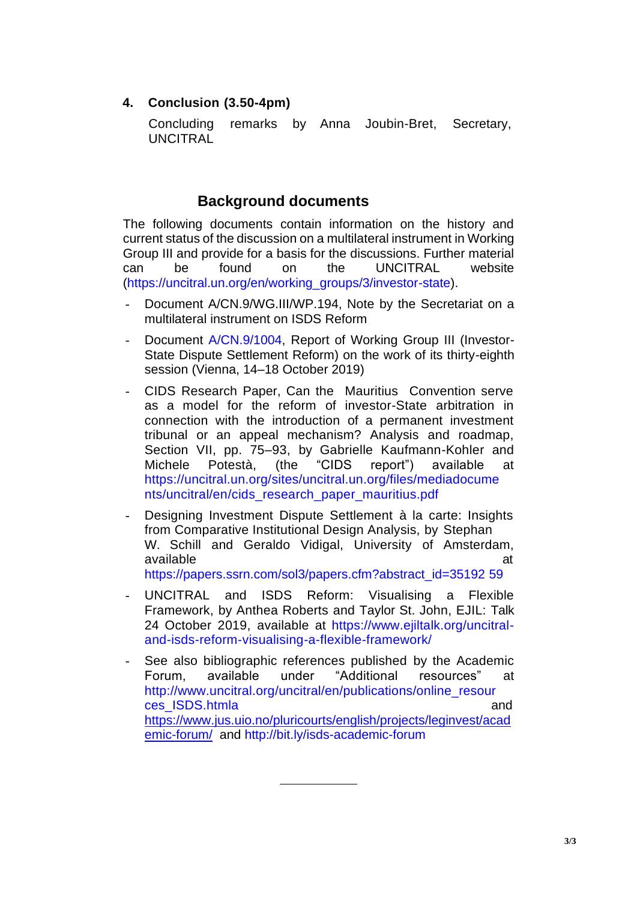## 4. Conclusion (3.50-4pm)

Concluding remarks by Anna Joubin-Bret, Secretary, UNCITRAL

## Background documents

The following documents contain information on the history and current status of the discussion on a multilateral instrument in Working Group III and provide for a basis for the discussions. Further material can be found on the UNCITRAL website (https://uncitral.un.org/en/working_groups/3/investor-state).

- Document A/CN.9/WG.III/WP.194, Note by the Secretariat on a multilateral instrument on ISDS Reform
- Document A/CN.9/1004, Report of Working Group III (Investor-State Dispute Settlement Reform) on the work of its thirty-eighth session (Vienna, 14–18 October 2019)
- CIDS Research Paper, Can the Mauritius Convention serve as a model for the reform of investor-State arbitration in connection with the introduction of a permanent investment tribunal or an appeal mechanism? Analysis and roadmap, Section VII, pp. 75–93, by Gabrielle Kaufmann-Kohler and Michele Potestà, (the "CIDS report") available at https://uncitral.un.org/sites/uncitral.un.org/files/mediadocuments/uncitral/en/cids_research_paper_mauritius.pdf
- Designing Investment Dispute Settlement à la carte: Insights from Comparative Institutional Design Analysis, by Stephan W. Schill and Geraldo Vidigal, University of Amsterdam, available at https://papers.ssrn.com/sol3/papers.cfm?abstract_id=35192 59
- UNCITRAL and ISDS Reform: Visualising a Flexible Framework, by Anthea Roberts and Taylor St. John, EJIL: Talk 24 October 2019, available at https://www.ejiltalk.org/uncitral-and-isds-reform-visualising-a-flexible-framework/
- See also bibliographic references published by the Academic Forum, available under "Additional resources" at http://www.uncitral.org/uncitral/en/publications/online_resources_ISDS.htmla and https://www.jus.uio.no/pluricourts/english/projects/leginvest/academic-forum/ and http://bit.ly/isds-academic-forum